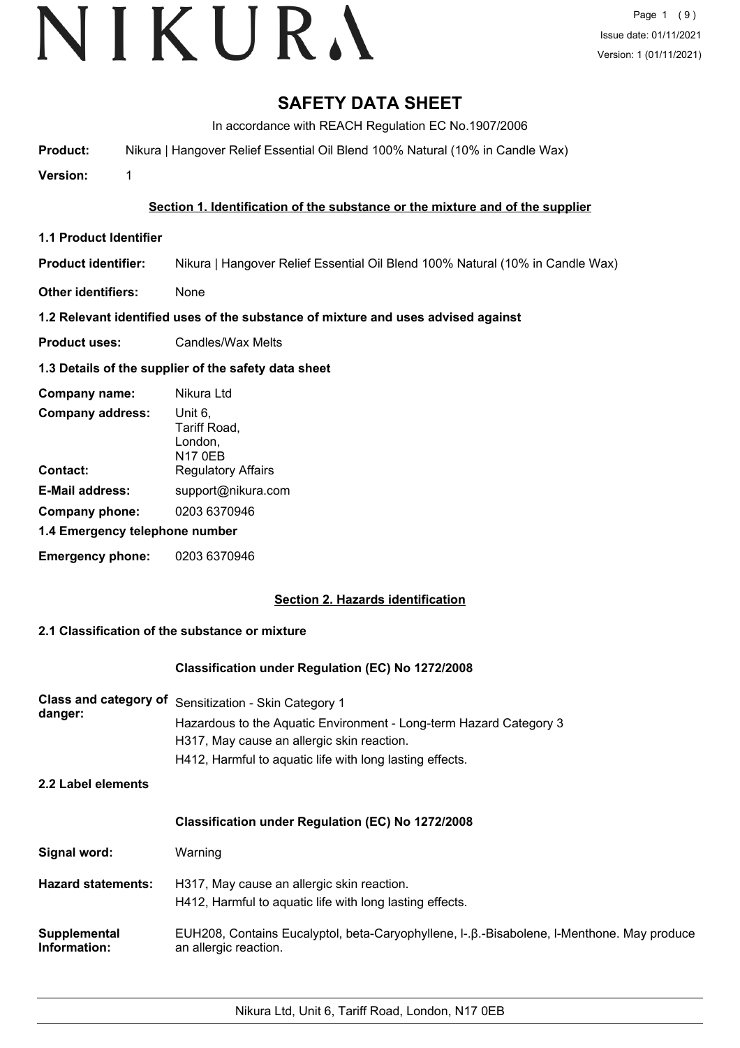# NIKURA

Issue date: 01/11/2021
Version: 1 (01/11/2021)

# SAFETY DATA SHEET

In accordance with REACH Regulation EC No.1907/2006

**Product:** Nikura | Hangover Relief Essential Oil Blend 100% Natural (10% in Candle Wax)

**Version:** 1

## Section 1. Identification of the substance or the mixture and of the supplier

### 1.1 Product Identifier

**Product identifier:** Nikura | Hangover Relief Essential Oil Blend 100% Natural (10% in Candle Wax)

**Other identifiers:** None

### 1.2 Relevant identified uses of the substance of mixture and uses advised against

**Product uses:** Candles/Wax Melts

### 1.3 Details of the supplier of the safety data sheet

**Company name:** Nikura Ltd

**Company address:** Unit 6,
Tariff Road,
London,
N17 0EB

**Contact:** Regulatory Affairs

**E-Mail address:** support@nikura.com

**Company phone:** 0203 6370946

### 1.4 Emergency telephone number

**Emergency phone:** 0203 6370946

## Section 2. Hazards identification

### 2.1 Classification of the substance or mixture

**Classification under Regulation (EC) No 1272/2008**

**Class and category of danger:** Sensitization - Skin Category 1
Hazardous to the Aquatic Environment - Long-term Hazard Category 3
H317, May cause an allergic skin reaction.
H412, Harmful to aquatic life with long lasting effects.

### 2.2 Label elements

**Classification under Regulation (EC) No 1272/2008**

**Signal word:** Warning

**Hazard statements:** H317, May cause an allergic skin reaction.
H412, Harmful to aquatic life with long lasting effects.

**Supplemental Information:** EUH208, Contains Eucalyptol, beta-Caryophyllene, l-.β.-Bisabolene, l-Menthone. May produce an allergic reaction.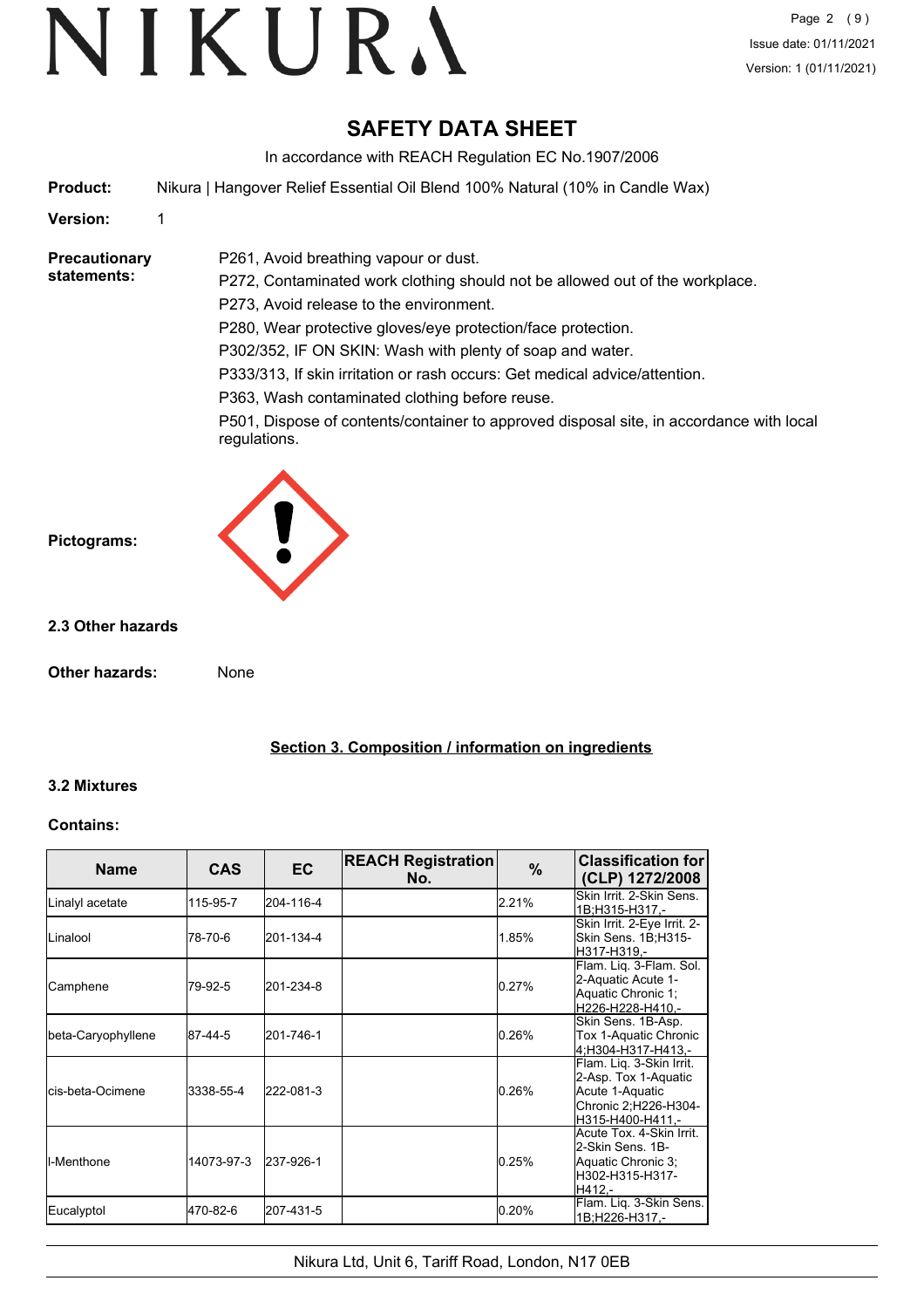# SAFETY DATA SHEET

In accordance with REACH Regulation EC No.1907/2006

**Product:** Nikura | Hangover Relief Essential Oil Blend 100% Natural (10% in Candle Wax)

**Version:** 1

**Precautionary statements:**

P261, Avoid breathing vapour or dust.

P272, Contaminated work clothing should not be allowed out of the workplace.

P273, Avoid release to the environment.

P280, Wear protective gloves/eye protection/face protection.

P302/352, IF ON SKIN: Wash with plenty of soap and water.

P333/313, If skin irritation or rash occurs: Get medical advice/attention.

P363, Wash contaminated clothing before reuse.

P501, Dispose of contents/container to approved disposal site, in accordance with local regulations.

**Pictograms:**

### 2.3 Other hazards

**Other hazards:** None

## Section 3. Composition / information on ingredients

### 3.2 Mixtures

**Contains:**

| Name | CAS | EC | REACH Registration No. | % | Classification for (CLP) 1272/2008 |
|---|---|---|---|---|---|
| Linalyl acetate | 115-95-7 | 204-116-4 | | 2.21% | Skin Irrit. 2-Skin Sens. 1B;H315-H317,- |
| Linalool | 78-70-6 | 201-134-4 | | 1.85% | Skin Irrit. 2-Eye Irrit. 2-Skin Sens. 1B;H315-H317-H319,- |
| Camphene | 79-92-5 | 201-234-8 | | 0.27% | Flam. Liq. 3-Flam. Sol. 2-Aquatic Acute 1-Aquatic Chronic 1;H226-H228-H410,- |
| beta-Caryophyllene | 87-44-5 | 201-746-1 | | 0.26% | Skin Sens. 1B-Asp. Tox 1-Aquatic Chronic 4;H304-H317-H413,- |
| cis-beta-Ocimene | 3338-55-4 | 222-081-3 | | 0.26% | Flam. Liq. 3-Skin Irrit. 2-Asp. Tox 1-Aquatic Acute 1-Aquatic Chronic 2;H226-H304-H315-H400-H411,- |
| l-Menthone | 14073-97-3 | 237-926-1 | | 0.25% | Acute Tox. 4-Skin Irrit. 2-Skin Sens. 1B-Aquatic Chronic 3;H302-H315-H317-H412,- |
| Eucalyptol | 470-82-6 | 207-431-5 | | 0.20% | Flam. Liq. 3-Skin Sens. 1B;H226-H317,- |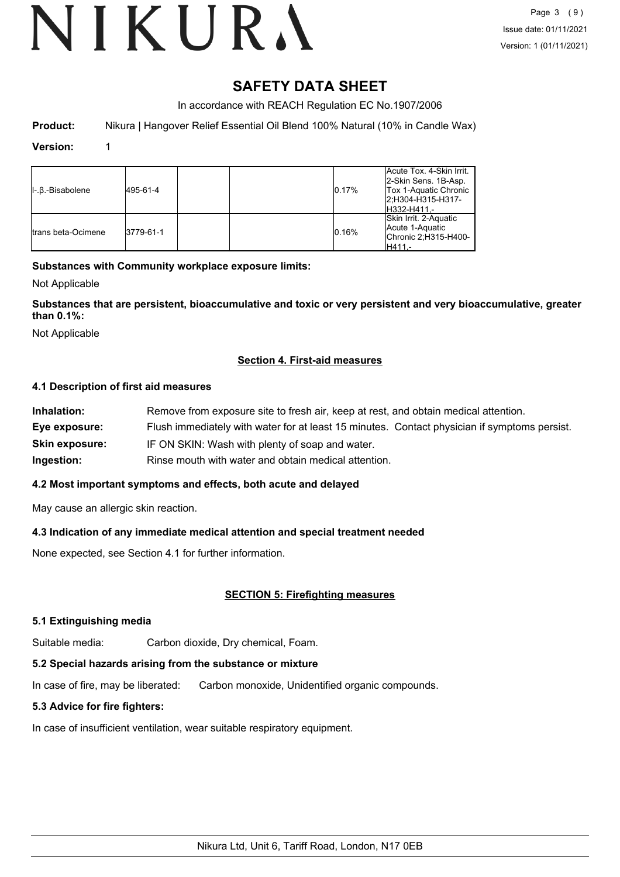# SAFETY DATA SHEET

In accordance with REACH Regulation EC No.1907/2006

**Product:** Nikura | Hangover Relief Essential Oil Blend 100% Natural (10% in Candle Wax)

**Version:** 1

| | | | | | |
|---|---|---|---|---|---|
| l-.β.-Bisabolene | 495-61-4 | | | 0.17% | Acute Tox. 4-Skin Irrit. 2-Skin Sens. 1B-Asp. Tox 1-Aquatic Chronic 2;H304-H315-H317-H332-H411,- |
| trans beta-Ocimene | 3779-61-1 | | | 0.16% | Skin Irrit. 2-Aquatic Acute 1-Aquatic Chronic 2;H315-H400-H411,- |

**Substances with Community workplace exposure limits:**

Not Applicable

**Substances that are persistent, bioaccumulative and toxic or very persistent and very bioaccumulative, greater than 0.1%:**

Not Applicable

## Section 4. First-aid measures

### 4.1 Description of first aid measures

**Inhalation:** Remove from exposure site to fresh air, keep at rest, and obtain medical attention.

**Eye exposure:** Flush immediately with water for at least 15 minutes. Contact physician if symptoms persist.

**Skin exposure:** IF ON SKIN: Wash with plenty of soap and water.

**Ingestion:** Rinse mouth with water and obtain medical attention.

### 4.2 Most important symptoms and effects, both acute and delayed

May cause an allergic skin reaction.

### 4.3 Indication of any immediate medical attention and special treatment needed

None expected, see Section 4.1 for further information.

## SECTION 5: Firefighting measures

### 5.1 Extinguishing media

Suitable media: Carbon dioxide, Dry chemical, Foam.

### 5.2 Special hazards arising from the substance or mixture

In case of fire, may be liberated: Carbon monoxide, Unidentified organic compounds.

### 5.3 Advice for fire fighters:

In case of insufficient ventilation, wear suitable respiratory equipment.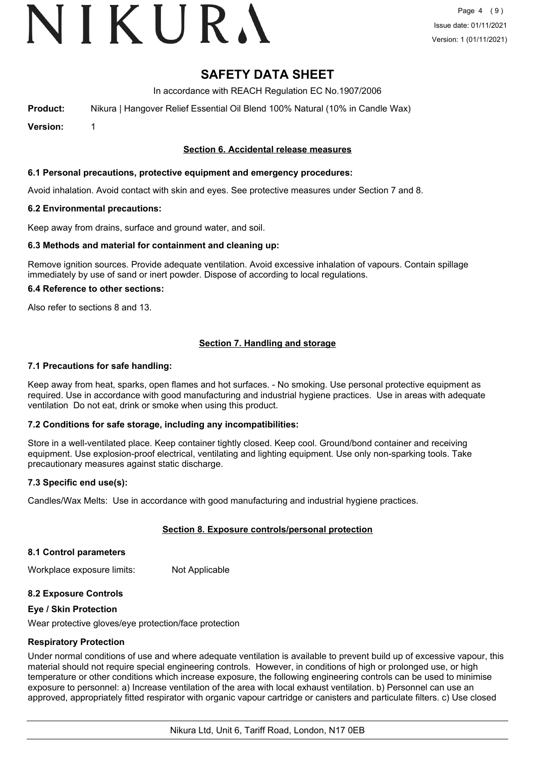# SAFETY DATA SHEET

In accordance with REACH Regulation EC No.1907/2006

**Product:** Nikura | Hangover Relief Essential Oil Blend 100% Natural (10% in Candle Wax)

**Version:** 1

## Section 6. Accidental release measures

### 6.1 Personal precautions, protective equipment and emergency procedures:

Avoid inhalation. Avoid contact with skin and eyes. See protective measures under Section 7 and 8.

### 6.2 Environmental precautions:

Keep away from drains, surface and ground water, and soil.

### 6.3 Methods and material for containment and cleaning up:

Remove ignition sources. Provide adequate ventilation. Avoid excessive inhalation of vapours. Contain spillage immediately by use of sand or inert powder. Dispose of according to local regulations.

### 6.4 Reference to other sections:

Also refer to sections 8 and 13.

## Section 7. Handling and storage

### 7.1 Precautions for safe handling:

Keep away from heat, sparks, open flames and hot surfaces. - No smoking. Use personal protective equipment as required. Use in accordance with good manufacturing and industrial hygiene practices. Use in areas with adequate ventilation Do not eat, drink or smoke when using this product.

### 7.2 Conditions for safe storage, including any incompatibilities:

Store in a well-ventilated place. Keep container tightly closed. Keep cool. Ground/bond container and receiving equipment. Use explosion-proof electrical, ventilating and lighting equipment. Use only non-sparking tools. Take precautionary measures against static discharge.

### 7.3 Specific end use(s):

Candles/Wax Melts: Use in accordance with good manufacturing and industrial hygiene practices.

## Section 8. Exposure controls/personal protection

### 8.1 Control parameters

Workplace exposure limits: Not Applicable

### 8.2 Exposure Controls

#### Eye / Skin Protection

Wear protective gloves/eye protection/face protection

#### Respiratory Protection

Under normal conditions of use and where adequate ventilation is available to prevent build up of excessive vapour, this material should not require special engineering controls. However, in conditions of high or prolonged use, or high temperature or other conditions which increase exposure, the following engineering controls can be used to minimise exposure to personnel: a) Increase ventilation of the area with local exhaust ventilation. b) Personnel can use an approved, appropriately fitted respirator with organic vapour cartridge or canisters and particulate filters. c) Use closed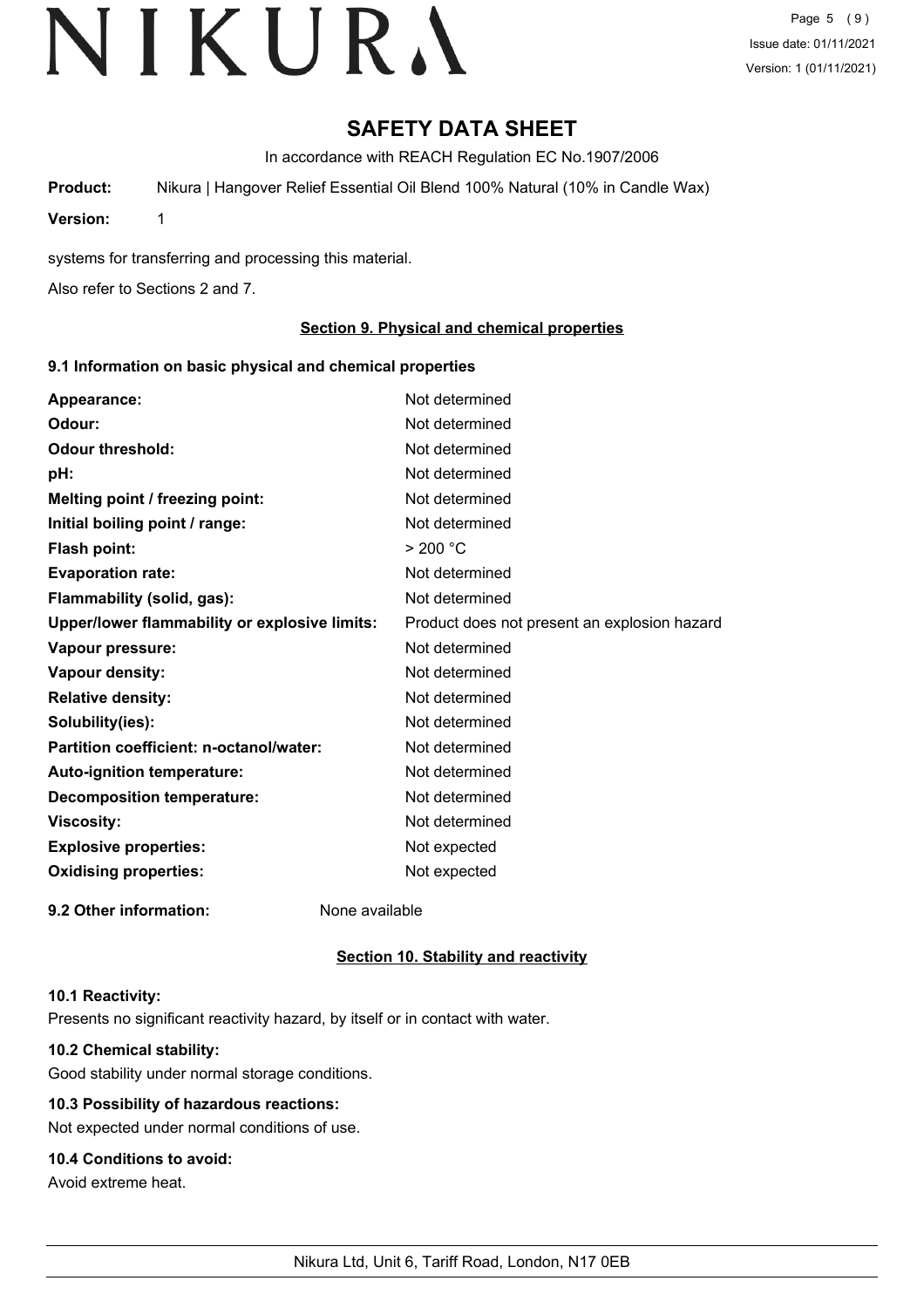# SAFETY DATA SHEET

In accordance with REACH Regulation EC No.1907/2006

**Product:** Nikura | Hangover Relief Essential Oil Blend 100% Natural (10% in Candle Wax)

**Version:** 1

systems for transferring and processing this material.

Also refer to Sections 2 and 7.

## Section 9. Physical and chemical properties

### 9.1 Information on basic physical and chemical properties

| | |
|---|---|
| **Appearance:** | Not determined |
| **Odour:** | Not determined |
| **Odour threshold:** | Not determined |
| **pH:** | Not determined |
| **Melting point / freezing point:** | Not determined |
| **Initial boiling point / range:** | Not determined |
| **Flash point:** | > 200 °C |
| **Evaporation rate:** | Not determined |
| **Flammability (solid, gas):** | Not determined |
| **Upper/lower flammability or explosive limits:** | Product does not present an explosion hazard |
| **Vapour pressure:** | Not determined |
| **Vapour density:** | Not determined |
| **Relative density:** | Not determined |
| **Solubility(ies):** | Not determined |
| **Partition coefficient: n-octanol/water:** | Not determined |
| **Auto-ignition temperature:** | Not determined |
| **Decomposition temperature:** | Not determined |
| **Viscosity:** | Not determined |
| **Explosive properties:** | Not expected |
| **Oxidising properties:** | Not expected |

**9.2 Other information:** None available

## Section 10. Stability and reactivity

### 10.1 Reactivity:

Presents no significant reactivity hazard, by itself or in contact with water.

### 10.2 Chemical stability:

Good stability under normal storage conditions.

### 10.3 Possibility of hazardous reactions:

Not expected under normal conditions of use.

### 10.4 Conditions to avoid:

Avoid extreme heat.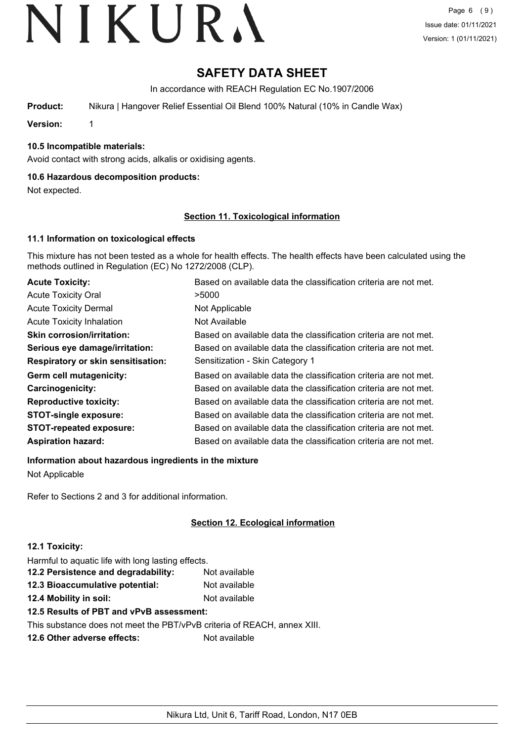# SAFETY DATA SHEET

In accordance with REACH Regulation EC No.1907/2006

**Product:** Nikura | Hangover Relief Essential Oil Blend 100% Natural (10% in Candle Wax)

**Version:** 1

### 10.5 Incompatible materials:

Avoid contact with strong acids, alkalis or oxidising agents.

### 10.6 Hazardous decomposition products:

Not expected.

## Section 11. Toxicological information

### 11.1 Information on toxicological effects

This mixture has not been tested as a whole for health effects. The health effects have been calculated using the methods outlined in Regulation (EC) No 1272/2008 (CLP).

| | |
|---|---|
| **Acute Toxicity:** | Based on available data the classification criteria are not met. |
| Acute Toxicity Oral | >5000 |
| Acute Toxicity Dermal | Not Applicable |
| Acute Toxicity Inhalation | Not Available |
| **Skin corrosion/irritation:** | Based on available data the classification criteria are not met. |
| **Serious eye damage/irritation:** | Based on available data the classification criteria are not met. |
| **Respiratory or skin sensitisation:** | Sensitization - Skin Category 1 |
| **Germ cell mutagenicity:** | Based on available data the classification criteria are not met. |
| **Carcinogenicity:** | Based on available data the classification criteria are not met. |
| **Reproductive toxicity:** | Based on available data the classification criteria are not met. |
| **STOT-single exposure:** | Based on available data the classification criteria are not met. |
| **STOT-repeated exposure:** | Based on available data the classification criteria are not met. |
| **Aspiration hazard:** | Based on available data the classification criteria are not met. |

### Information about hazardous ingredients in the mixture

Not Applicable

Refer to Sections 2 and 3 for additional information.

## Section 12. Ecological information

### 12.1 Toxicity:

Harmful to aquatic life with long lasting effects.

**12.2 Persistence and degradability:** Not available

**12.3 Bioaccumulative potential:** Not available

**12.4 Mobility in soil:** Not available

**12.5 Results of PBT and vPvB assessment:**

This substance does not meet the PBT/vPvB criteria of REACH, annex XIII.

**12.6 Other adverse effects:** Not available

Nikura Ltd, Unit 6, Tariff Road, London, N17 0EB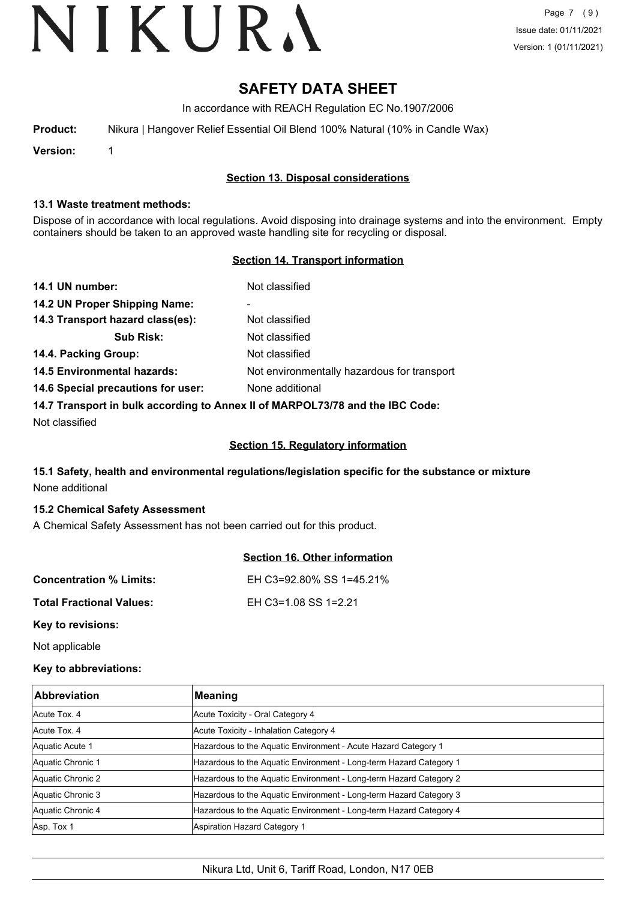# SAFETY DATA SHEET

In accordance with REACH Regulation EC No.1907/2006

**Product:** Nikura | Hangover Relief Essential Oil Blend 100% Natural (10% in Candle Wax)

**Version:** 1

## Section 13. Disposal considerations

### 13.1 Waste treatment methods:

Dispose of in accordance with local regulations. Avoid disposing into drainage systems and into the environment. Empty containers should be taken to an approved waste handling site for recycling or disposal.

## Section 14. Transport information

**14.1 UN number:** Not classified

**14.2 UN Proper Shipping Name:** -

**14.3 Transport hazard class(es):** Not classified

**Sub Risk:** Not classified

**14.4. Packing Group:** Not classified

**14.5 Environmental hazards:** Not environmentally hazardous for transport

**14.6 Special precautions for user:** None additional

**14.7 Transport in bulk according to Annex II of MARPOL73/78 and the IBC Code:**

Not classified

## Section 15. Regulatory information

### 15.1 Safety, health and environmental regulations/legislation specific for the substance or mixture

None additional

### 15.2 Chemical Safety Assessment

A Chemical Safety Assessment has not been carried out for this product.

## Section 16. Other information

**Concentration % Limits:** EH C3=92.80% SS 1=45.21%

**Total Fractional Values:** EH C3=1.08 SS 1=2.21

**Key to revisions:**

Not applicable

**Key to abbreviations:**

| Abbreviation | Meaning |
| --- | --- |
| Acute Tox. 4 | Acute Toxicity - Oral Category 4 |
| Acute Tox. 4 | Acute Toxicity - Inhalation Category 4 |
| Aquatic Acute 1 | Hazardous to the Aquatic Environment - Acute Hazard Category 1 |
| Aquatic Chronic 1 | Hazardous to the Aquatic Environment - Long-term Hazard Category 1 |
| Aquatic Chronic 2 | Hazardous to the Aquatic Environment - Long-term Hazard Category 2 |
| Aquatic Chronic 3 | Hazardous to the Aquatic Environment - Long-term Hazard Category 3 |
| Aquatic Chronic 4 | Hazardous to the Aquatic Environment - Long-term Hazard Category 4 |
| Asp. Tox 1 | Aspiration Hazard Category 1 |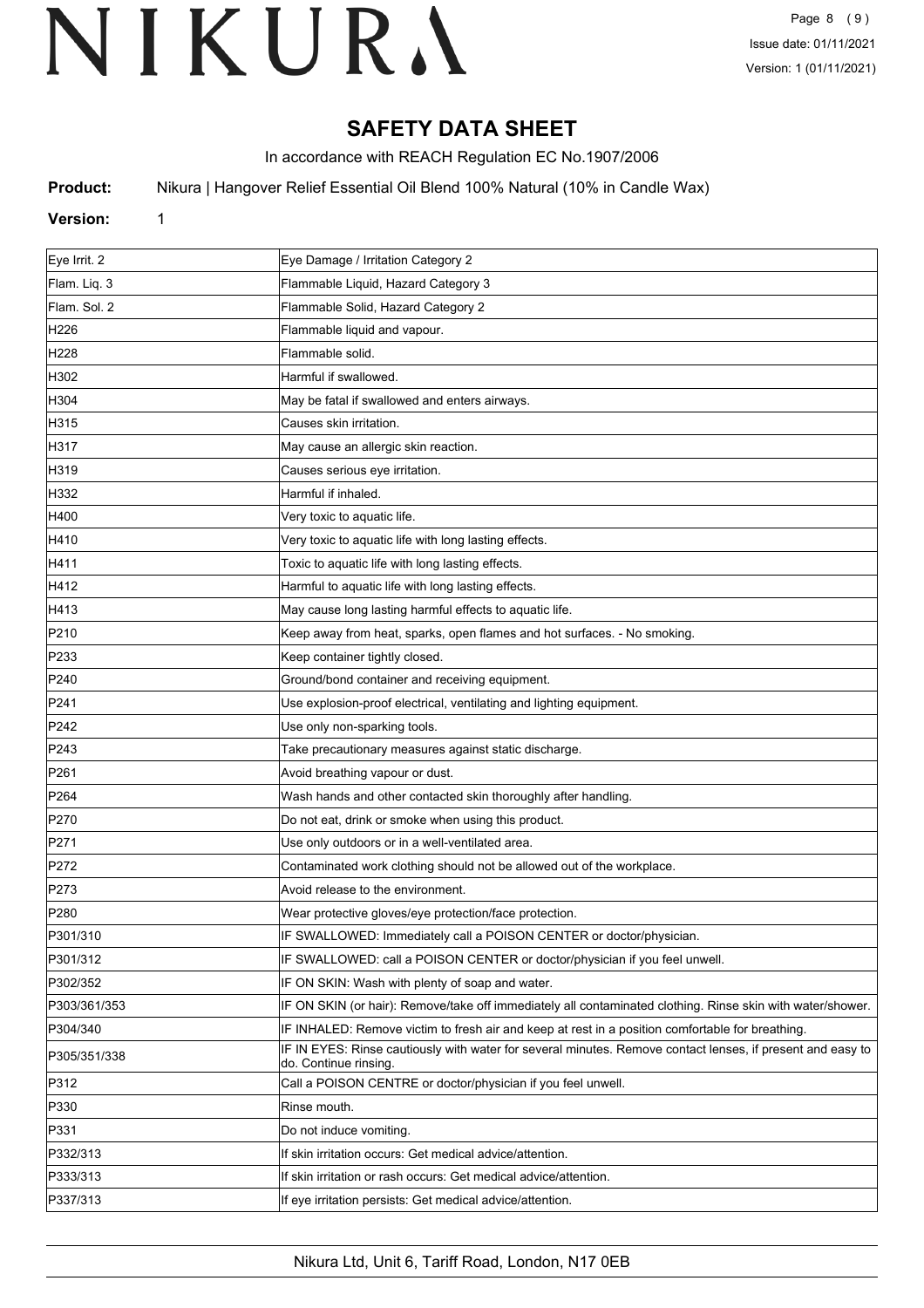# SAFETY DATA SHEET

In accordance with REACH Regulation EC No.1907/2006

**Product:** Nikura | Hangover Relief Essential Oil Blend 100% Natural (10% in Candle Wax)

**Version:** 1

| | |
|---|---|
| Eye Irrit. 2 | Eye Damage / Irritation Category 2 |
| Flam. Liq. 3 | Flammable Liquid, Hazard Category 3 |
| Flam. Sol. 2 | Flammable Solid, Hazard Category 2 |
| H226 | Flammable liquid and vapour. |
| H228 | Flammable solid. |
| H302 | Harmful if swallowed. |
| H304 | May be fatal if swallowed and enters airways. |
| H315 | Causes skin irritation. |
| H317 | May cause an allergic skin reaction. |
| H319 | Causes serious eye irritation. |
| H332 | Harmful if inhaled. |
| H400 | Very toxic to aquatic life. |
| H410 | Very toxic to aquatic life with long lasting effects. |
| H411 | Toxic to aquatic life with long lasting effects. |
| H412 | Harmful to aquatic life with long lasting effects. |
| H413 | May cause long lasting harmful effects to aquatic life. |
| P210 | Keep away from heat, sparks, open flames and hot surfaces. - No smoking. |
| P233 | Keep container tightly closed. |
| P240 | Ground/bond container and receiving equipment. |
| P241 | Use explosion-proof electrical, ventilating and lighting equipment. |
| P242 | Use only non-sparking tools. |
| P243 | Take precautionary measures against static discharge. |
| P261 | Avoid breathing vapour or dust. |
| P264 | Wash hands and other contacted skin thoroughly after handling. |
| P270 | Do not eat, drink or smoke when using this product. |
| P271 | Use only outdoors or in a well-ventilated area. |
| P272 | Contaminated work clothing should not be allowed out of the workplace. |
| P273 | Avoid release to the environment. |
| P280 | Wear protective gloves/eye protection/face protection. |
| P301/310 | IF SWALLOWED: Immediately call a POISON CENTER or doctor/physician. |
| P301/312 | IF SWALLOWED: call a POISON CENTER or doctor/physician if you feel unwell. |
| P302/352 | IF ON SKIN: Wash with plenty of soap and water. |
| P303/361/353 | IF ON SKIN (or hair): Remove/take off immediately all contaminated clothing. Rinse skin with water/shower. |
| P304/340 | IF INHALED: Remove victim to fresh air and keep at rest in a position comfortable for breathing. |
| P305/351/338 | IF IN EYES: Rinse cautiously with water for several minutes. Remove contact lenses, if present and easy to do. Continue rinsing. |
| P312 | Call a POISON CENTRE or doctor/physician if you feel unwell. |
| P330 | Rinse mouth. |
| P331 | Do not induce vomiting. |
| P332/313 | If skin irritation occurs: Get medical advice/attention. |
| P333/313 | If skin irritation or rash occurs: Get medical advice/attention. |
| P337/313 | If eye irritation persists: Get medical advice/attention. |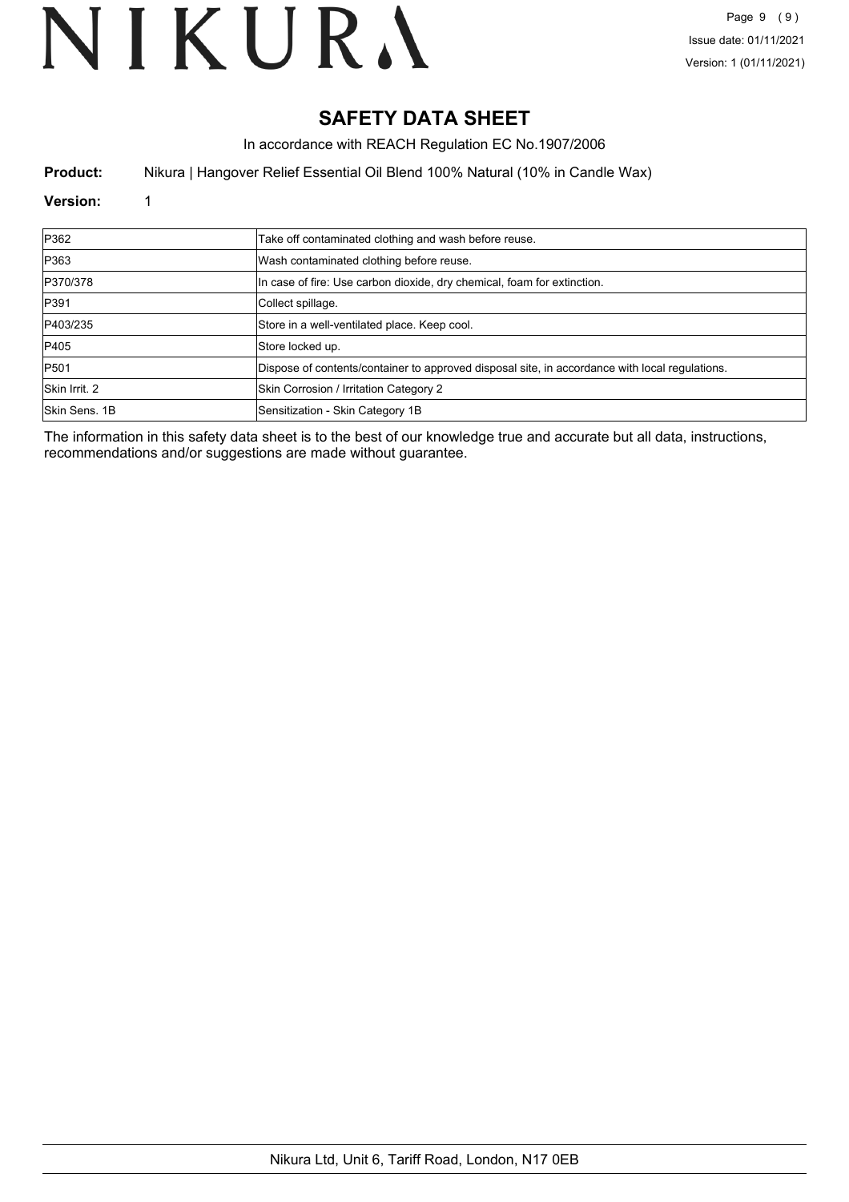## SAFETY DATA SHEET

In accordance with REACH Regulation EC No.1907/2006

**Product:** Nikura | Hangover Relief Essential Oil Blend 100% Natural (10% in Candle Wax)

**Version:** 1

| | |
|---|---|
| P362 | Take off contaminated clothing and wash before reuse. |
| P363 | Wash contaminated clothing before reuse. |
| P370/378 | In case of fire: Use carbon dioxide, dry chemical, foam for extinction. |
| P391 | Collect spillage. |
| P403/235 | Store in a well-ventilated place. Keep cool. |
| P405 | Store locked up. |
| P501 | Dispose of contents/container to approved disposal site, in accordance with local regulations. |
| Skin Irrit. 2 | Skin Corrosion / Irritation Category 2 |
| Skin Sens. 1B | Sensitization - Skin Category 1B |

The information in this safety data sheet is to the best of our knowledge true and accurate but all data, instructions, recommendations and/or suggestions are made without guarantee.